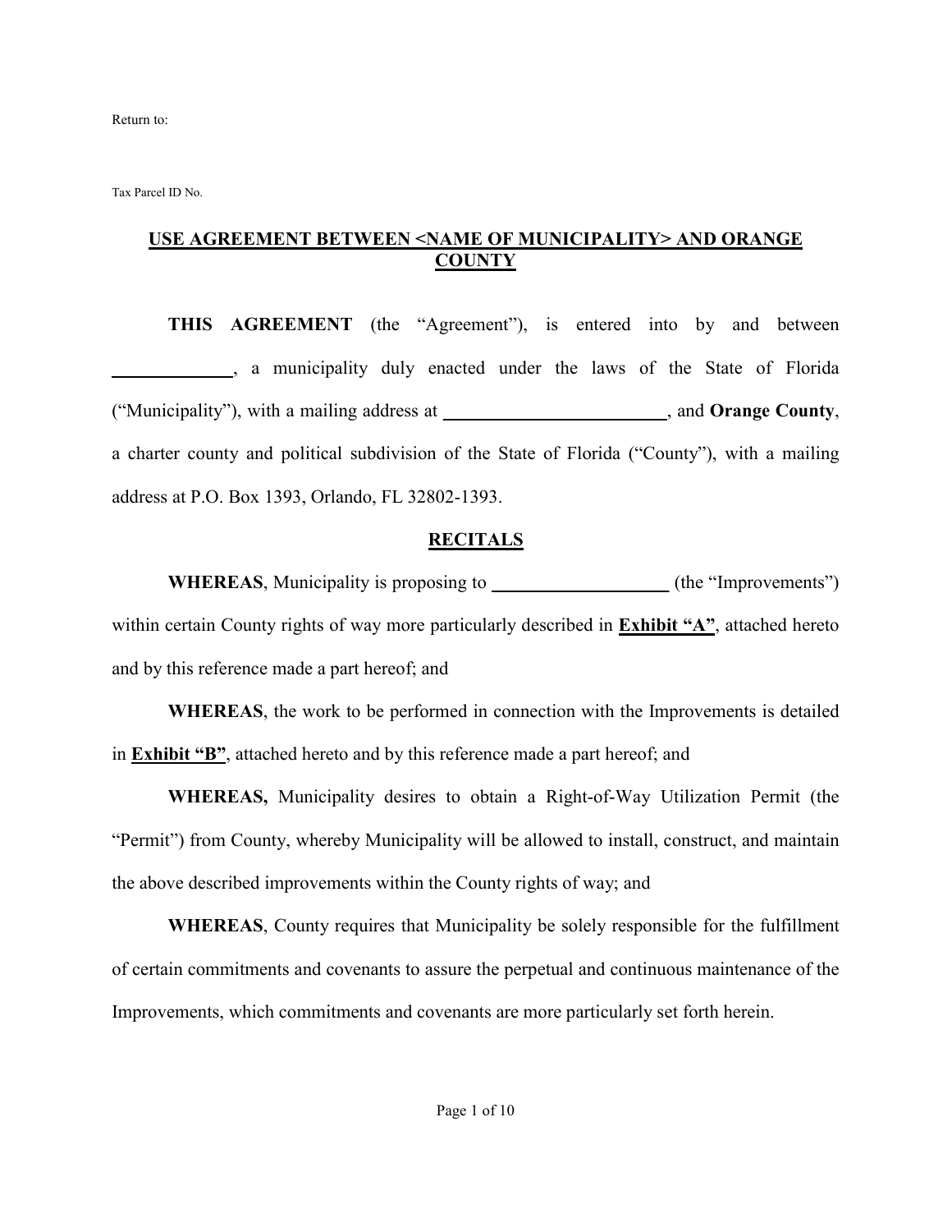Return to:

Tax Parcel ID No.

## USE AGREEMENT BETWEEN <NAME OF MUNICIPALITY> AND ORANGE COUNTY

**THIS AGREEMENT** (the "Agreement"), is entered into by and between _____________, a municipality duly enacted under the laws of the State of Florida ("Municipality"), with a mailing address at _________________________, and **Orange County**, a charter county and political subdivision of the State of Florida ("County"), with a mailing address at P.O. Box 1393, Orlando, FL 32802-1393.

## RECITALS

**WHEREAS**, Municipality is proposing to ___________________ (the "Improvements") within certain County rights of way more particularly described in **Exhibit "A"**, attached hereto and by this reference made a part hereof; and

**WHEREAS**, the work to be performed in connection with the Improvements is detailed in **Exhibit "B"**, attached hereto and by this reference made a part hereof; and

**WHEREAS,** Municipality desires to obtain a Right-of-Way Utilization Permit (the "Permit") from County, whereby Municipality will be allowed to install, construct, and maintain the above described improvements within the County rights of way; and

**WHEREAS**, County requires that Municipality be solely responsible for the fulfillment of certain commitments and covenants to assure the perpetual and continuous maintenance of the Improvements, which commitments and covenants are more particularly set forth herein.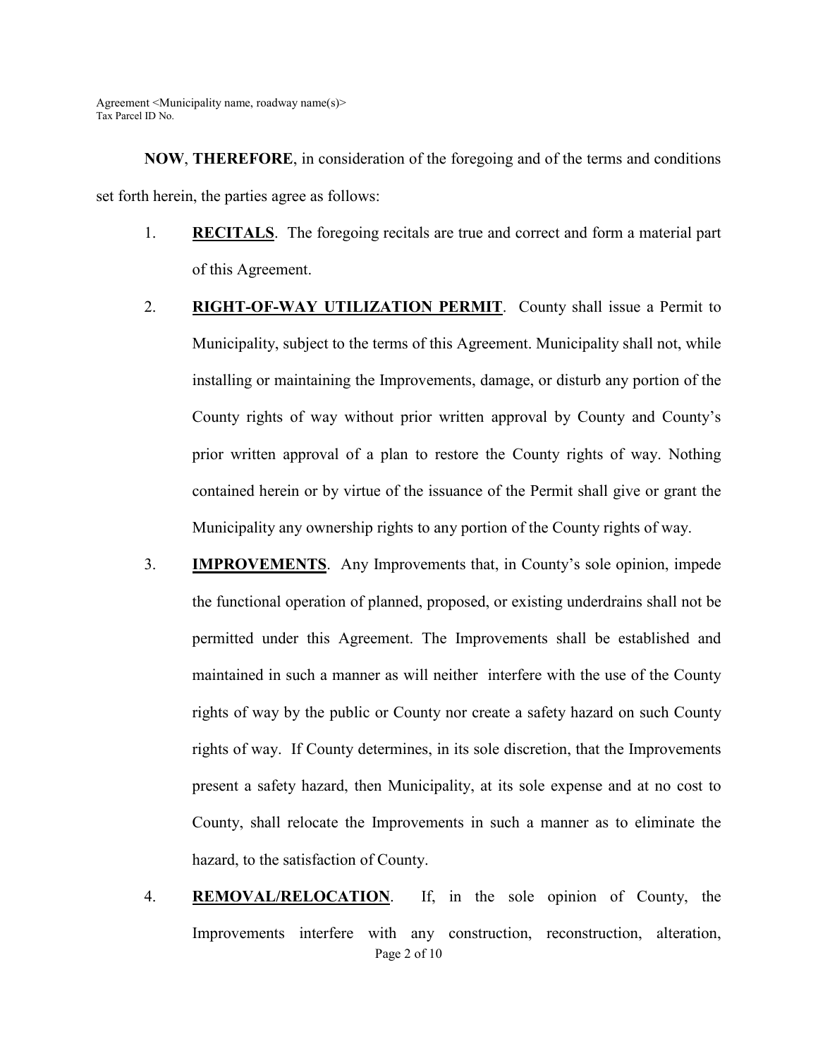**NOW**, **THEREFORE**, in consideration of the foregoing and of the terms and conditions set forth herein, the parties agree as follows:

1. **RECITALS**. The foregoing recitals are true and correct and form a material part of this Agreement.

2. **RIGHT-OF-WAY UTILIZATION PERMIT**. County shall issue a Permit to Municipality, subject to the terms of this Agreement. Municipality shall not, while installing or maintaining the Improvements, damage, or disturb any portion of the County rights of way without prior written approval by County and County's prior written approval of a plan to restore the County rights of way. Nothing contained herein or by virtue of the issuance of the Permit shall give or grant the Municipality any ownership rights to any portion of the County rights of way.

3. **IMPROVEMENTS**. Any Improvements that, in County's sole opinion, impede the functional operation of planned, proposed, or existing underdrains shall not be permitted under this Agreement. The Improvements shall be established and maintained in such a manner as will neither interfere with the use of the County rights of way by the public or County nor create a safety hazard on such County rights of way. If County determines, in its sole discretion, that the Improvements present a safety hazard, then Municipality, at its sole expense and at no cost to County, shall relocate the Improvements in such a manner as to eliminate the hazard, to the satisfaction of County.

4. **REMOVAL/RELOCATION**. If, in the sole opinion of County, the Improvements interfere with any construction, reconstruction, alteration,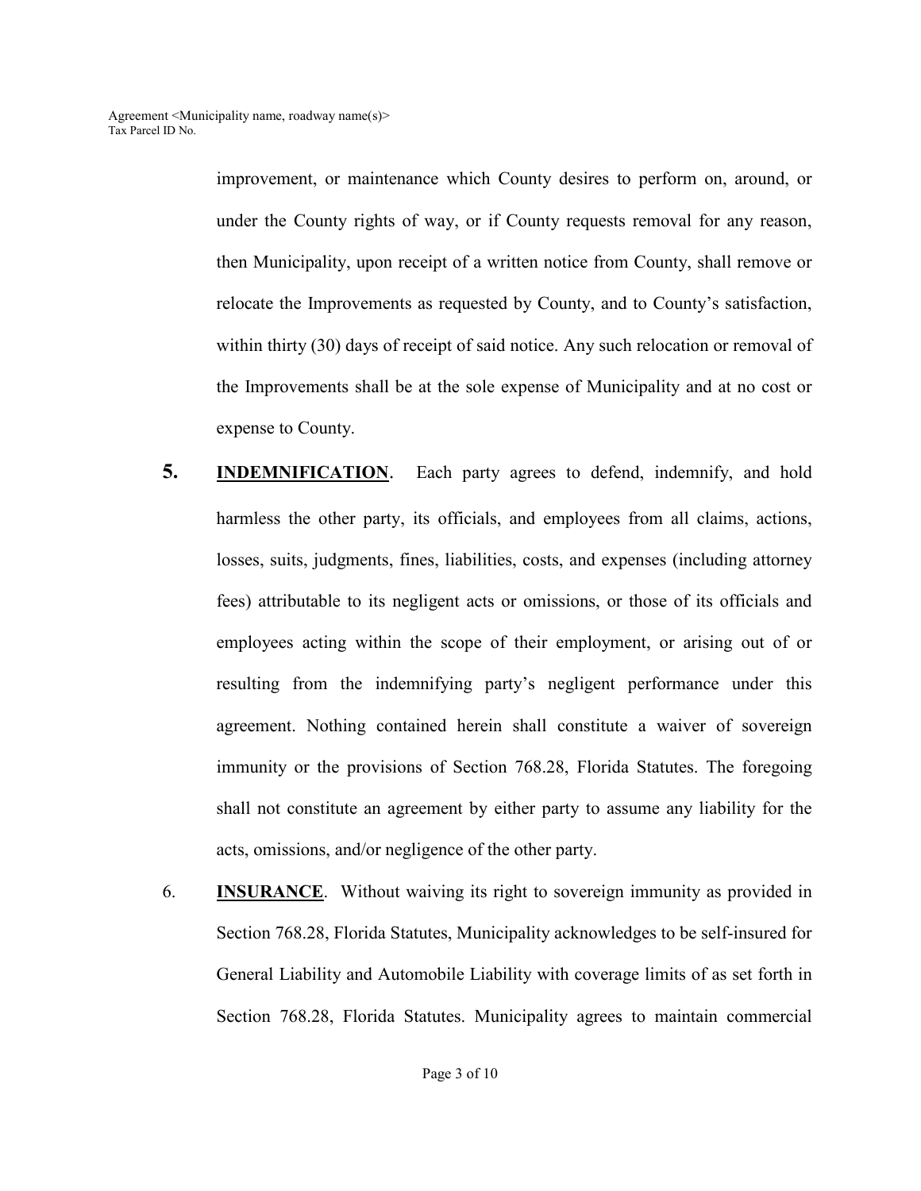improvement, or maintenance which County desires to perform on, around, or under the County rights of way, or if County requests removal for any reason, then Municipality, upon receipt of a written notice from County, shall remove or relocate the Improvements as requested by County, and to County's satisfaction, within thirty (30) days of receipt of said notice. Any such relocation or removal of the Improvements shall be at the sole expense of Municipality and at no cost or expense to County.

5. **INDEMNIFICATION**. Each party agrees to defend, indemnify, and hold harmless the other party, its officials, and employees from all claims, actions, losses, suits, judgments, fines, liabilities, costs, and expenses (including attorney fees) attributable to its negligent acts or omissions, or those of its officials and employees acting within the scope of their employment, or arising out of or resulting from the indemnifying party's negligent performance under this agreement. Nothing contained herein shall constitute a waiver of sovereign immunity or the provisions of Section 768.28, Florida Statutes. The foregoing shall not constitute an agreement by either party to assume any liability for the acts, omissions, and/or negligence of the other party.

6. **INSURANCE**. Without waiving its right to sovereign immunity as provided in Section 768.28, Florida Statutes, Municipality acknowledges to be self-insured for General Liability and Automobile Liability with coverage limits of as set forth in Section 768.28, Florida Statutes. Municipality agrees to maintain commercial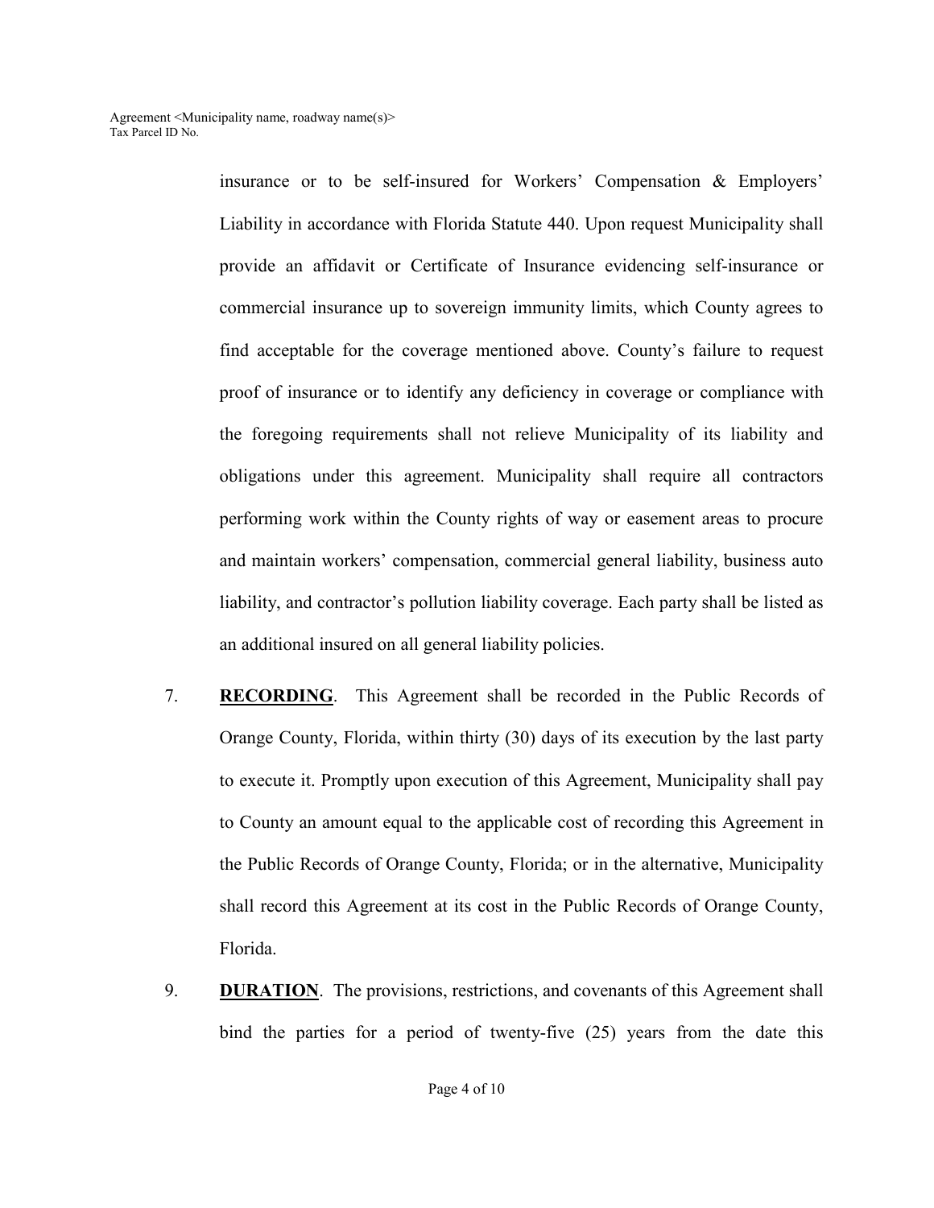insurance or to be self-insured for Workers' Compensation & Employers' Liability in accordance with Florida Statute 440. Upon request Municipality shall provide an affidavit or Certificate of Insurance evidencing self-insurance or commercial insurance up to sovereign immunity limits, which County agrees to find acceptable for the coverage mentioned above. County's failure to request proof of insurance or to identify any deficiency in coverage or compliance with the foregoing requirements shall not relieve Municipality of its liability and obligations under this agreement. Municipality shall require all contractors performing work within the County rights of way or easement areas to procure and maintain workers' compensation, commercial general liability, business auto liability, and contractor's pollution liability coverage. Each party shall be listed as an additional insured on all general liability policies.

7. **RECORDING**. This Agreement shall be recorded in the Public Records of Orange County, Florida, within thirty (30) days of its execution by the last party to execute it. Promptly upon execution of this Agreement, Municipality shall pay to County an amount equal to the applicable cost of recording this Agreement in the Public Records of Orange County, Florida; or in the alternative, Municipality shall record this Agreement at its cost in the Public Records of Orange County, Florida.

9. **DURATION**. The provisions, restrictions, and covenants of this Agreement shall bind the parties for a period of twenty-five (25) years from the date this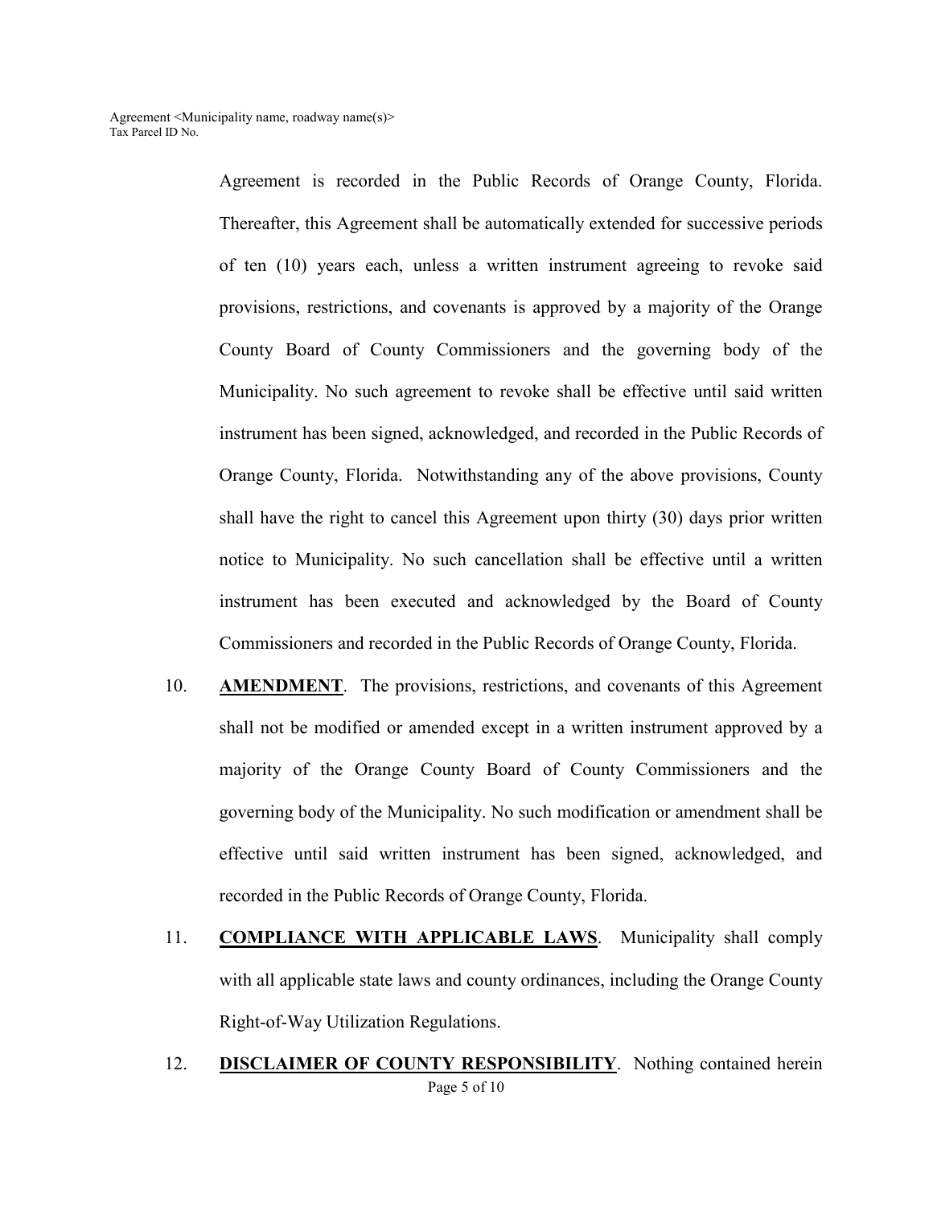Agreement is recorded in the Public Records of Orange County, Florida. Thereafter, this Agreement shall be automatically extended for successive periods of ten (10) years each, unless a written instrument agreeing to revoke said provisions, restrictions, and covenants is approved by a majority of the Orange County Board of County Commissioners and the governing body of the Municipality. No such agreement to revoke shall be effective until said written instrument has been signed, acknowledged, and recorded in the Public Records of Orange County, Florida. Notwithstanding any of the above provisions, County shall have the right to cancel this Agreement upon thirty (30) days prior written notice to Municipality. No such cancellation shall be effective until a written instrument has been executed and acknowledged by the Board of County Commissioners and recorded in the Public Records of Orange County, Florida.

10. **AMENDMENT**. The provisions, restrictions, and covenants of this Agreement shall not be modified or amended except in a written instrument approved by a majority of the Orange County Board of County Commissioners and the governing body of the Municipality. No such modification or amendment shall be effective until said written instrument has been signed, acknowledged, and recorded in the Public Records of Orange County, Florida.

11. **COMPLIANCE WITH APPLICABLE LAWS**. Municipality shall comply with all applicable state laws and county ordinances, including the Orange County Right-of-Way Utilization Regulations.

12. **DISCLAIMER OF COUNTY RESPONSIBILITY**. Nothing contained herein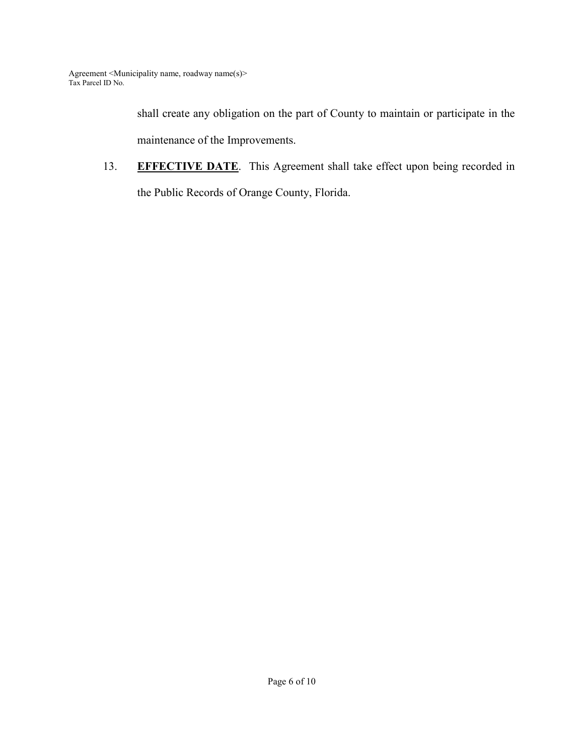shall create any obligation on the part of County to maintain or participate in the maintenance of the Improvements.

13. **<u>EFFECTIVE DATE</u>**. This Agreement shall take effect upon being recorded in the Public Records of Orange County, Florida.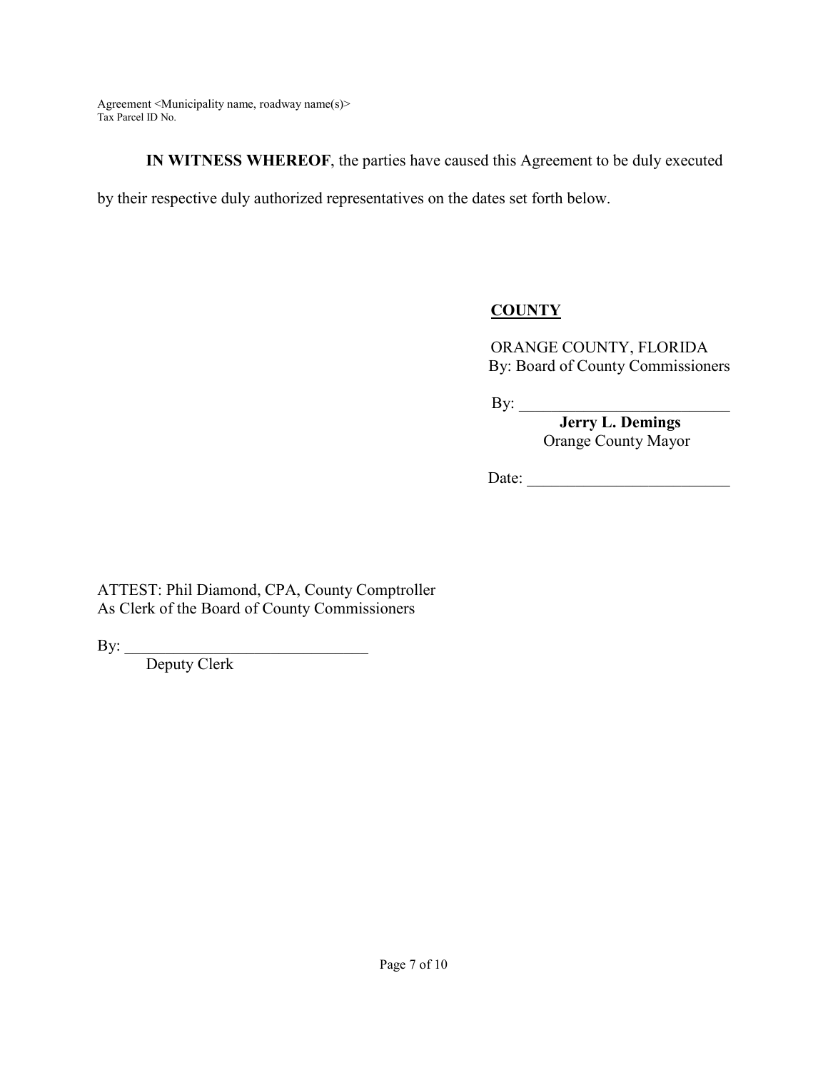**IN WITNESS WHEREOF**, the parties have caused this Agreement to be duly executed by their respective duly authorized representatives on the dates set forth below.

**COUNTY**

ORANGE COUNTY, FLORIDA
By: Board of County Commissioners

By: ___________________________
**Jerry L. Demings**
Orange County Mayor

Date: _________________________

ATTEST: Phil Diamond, CPA, County Comptroller
As Clerk of the Board of County Commissioners

By: ______________________________
Deputy Clerk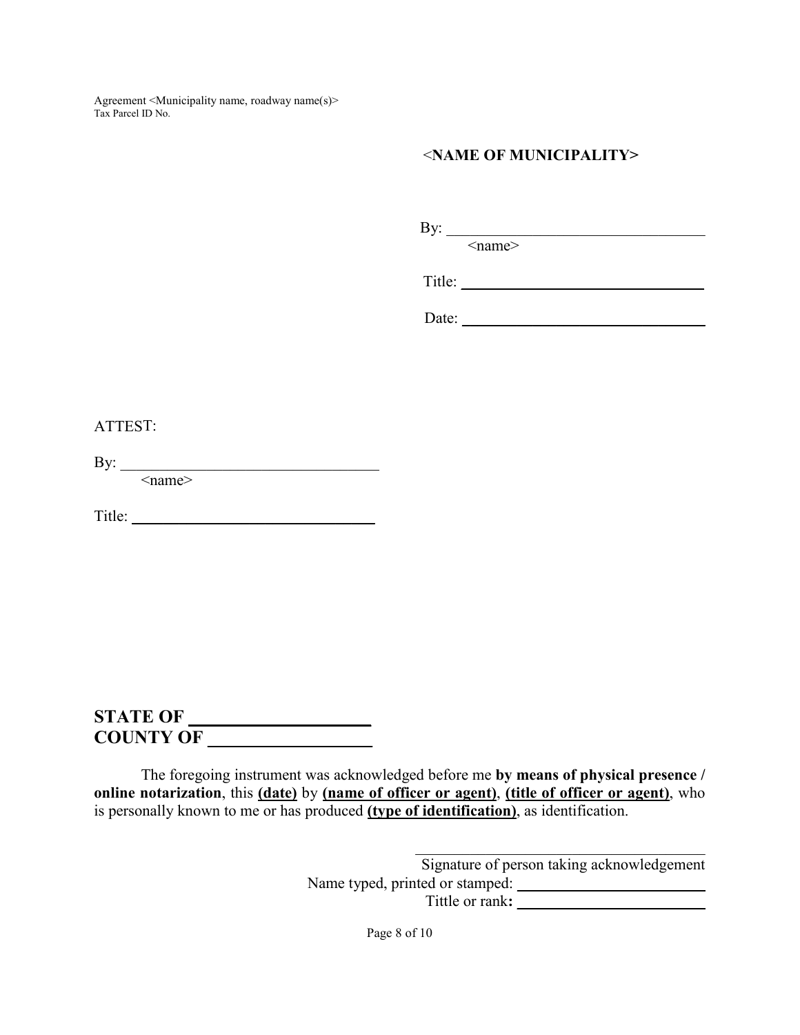**<NAME OF MUNICIPALITY>**

By: \_\_\_\_\_\_\_\_\_\_\_\_\_\_\_\_\_\_\_\_\_\_\_\_\_\_\_\_\_\_\_\_\_
<name>

Title: \_\_\_\_\_\_\_\_\_\_\_\_\_\_\_\_\_\_\_\_\_\_\_\_\_\_\_\_\_\_

Date: \_\_\_\_\_\_\_\_\_\_\_\_\_\_\_\_\_\_\_\_\_\_\_\_\_\_\_\_\_\_

ATTEST:

By: \_\_\_\_\_\_\_\_\_\_\_\_\_\_\_\_\_\_\_\_\_\_\_\_\_\_\_\_\_\_\_\_\_
<name>

Title: \_\_\_\_\_\_\_\_\_\_\_\_\_\_\_\_\_\_\_\_\_\_\_\_\_\_\_\_\_\_

**STATE OF \_\_\_\_\_\_\_\_\_\_\_\_\_\_\_\_\_\_\_\_**
**COUNTY OF \_\_\_\_\_\_\_\_\_\_\_\_\_\_\_\_\_\_**

The foregoing instrument was acknowledged before me **by means of physical presence / online notarization**, this **(date)** by **(name of officer or agent)**, **(title of officer or agent)**, who is personally known to me or has produced **(type of identification)**, as identification.

\_\_\_\_\_\_\_\_\_\_\_\_\_\_\_\_\_\_\_\_\_\_\_\_\_\_\_\_\_\_\_\_\_\_\_\_
Signature of person taking acknowledgement
Name typed, printed or stamped: \_\_\_\_\_\_\_\_\_\_\_\_\_\_\_\_\_\_\_\_\_\_\_\_
Tittle or rank**:** \_\_\_\_\_\_\_\_\_\_\_\_\_\_\_\_\_\_\_\_\_\_\_\_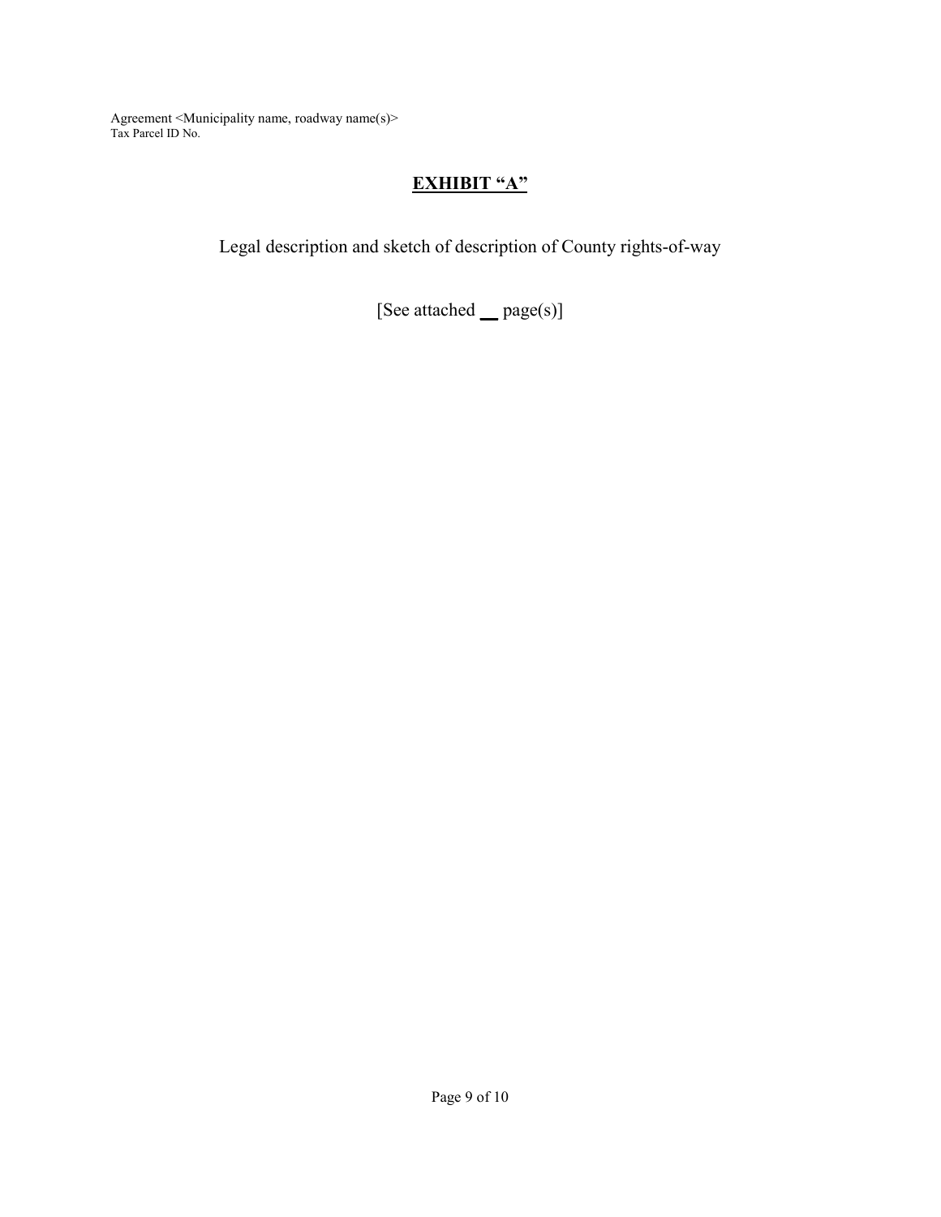Agreement <Municipality name, roadway name(s)>
Tax Parcel ID No.

# EXHIBIT "A"

Legal description and sketch of description of County rights-of-way

[See attached __ page(s)]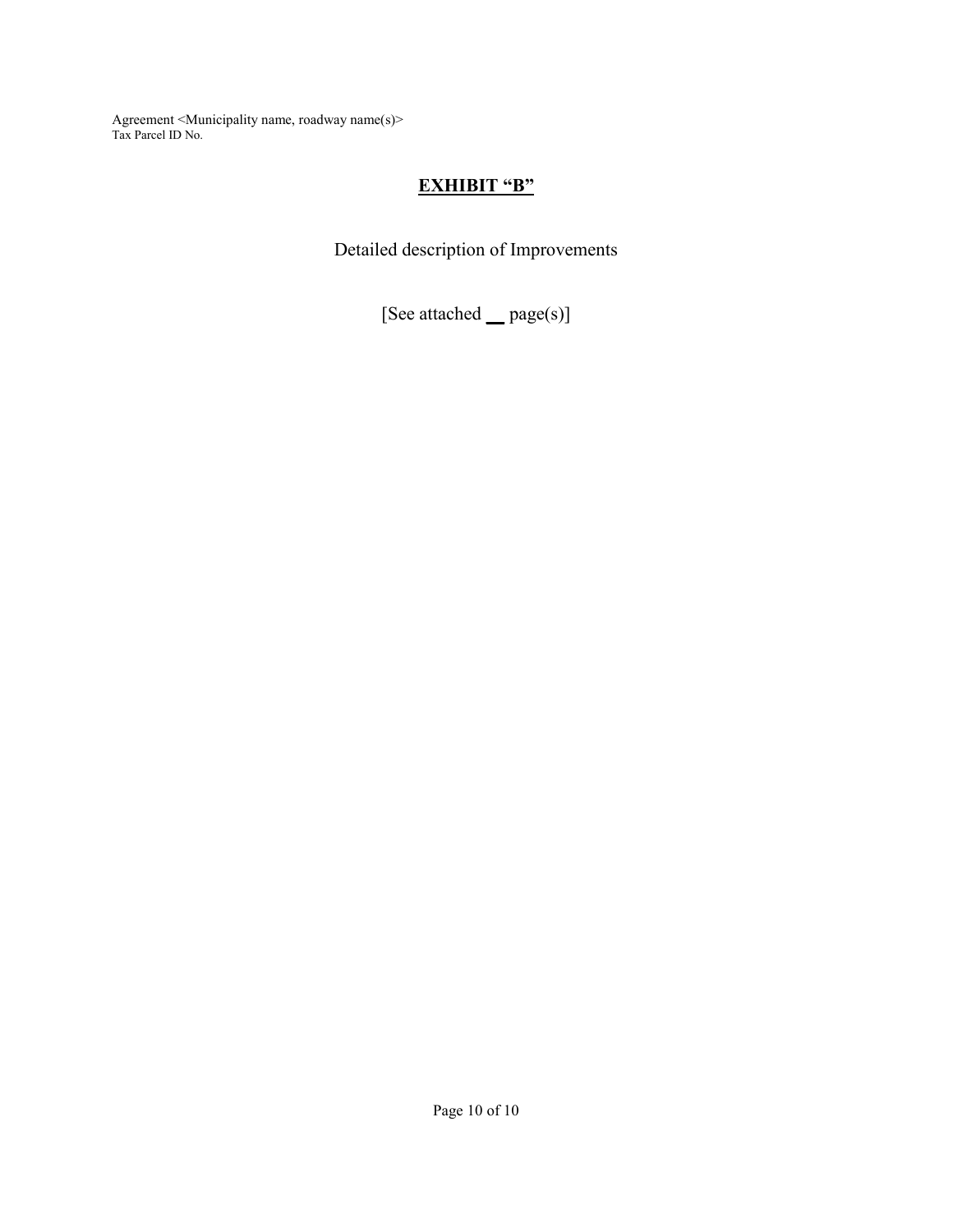Agreement <Municipality name, roadway name(s)>
Tax Parcel ID No.

## EXHIBIT "B"

Detailed description of Improvements

[See attached __ page(s)]